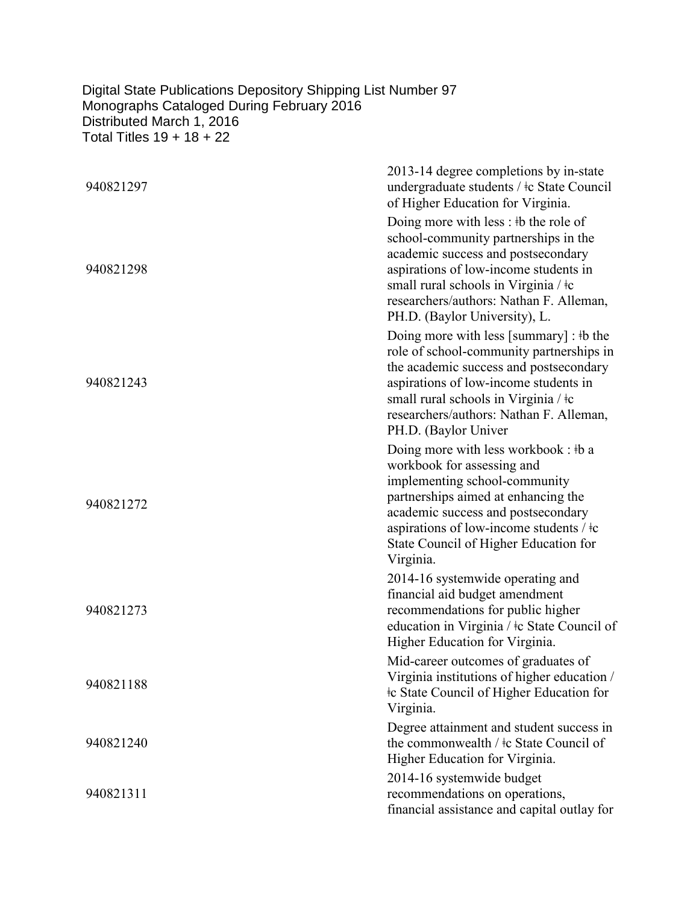Digital State Publications Depository Shipping List Number 97
Monographs Cataloged During February 2016
Distributed March 1, 2016
Total Titles 19 + 18 + 22

| | |
|---|---|
| 940821297 | 2013-14 degree completions by in-state undergraduate students / ǂc State Council of Higher Education for Virginia. |
| 940821298 | Doing more with less : ǂb the role of school-community partnerships in the academic success and postsecondary aspirations of low-income students in small rural schools in Virginia / ǂc researchers/authors: Nathan F. Alleman, PH.D. (Baylor University), L. |
| 940821243 | Doing more with less [summary] : ǂb the role of school-community partnerships in the academic success and postsecondary aspirations of low-income students in small rural schools in Virginia / ǂc researchers/authors: Nathan F. Alleman, PH.D. (Baylor Univer |
| 940821272 | Doing more with less workbook : ǂb a workbook for assessing and implementing school-community partnerships aimed at enhancing the academic success and postsecondary aspirations of low-income students / ǂc State Council of Higher Education for Virginia. |
| 940821273 | 2014-16 systemwide operating and financial aid budget amendment recommendations for public higher education in Virginia / ǂc State Council of Higher Education for Virginia. |
| 940821188 | Mid-career outcomes of graduates of Virginia institutions of higher education / ǂc State Council of Higher Education for Virginia. |
| 940821240 | Degree attainment and student success in the commonwealth / ǂc State Council of Higher Education for Virginia. |
| 940821311 | 2014-16 systemwide budget recommendations on operations, financial assistance and capital outlay for |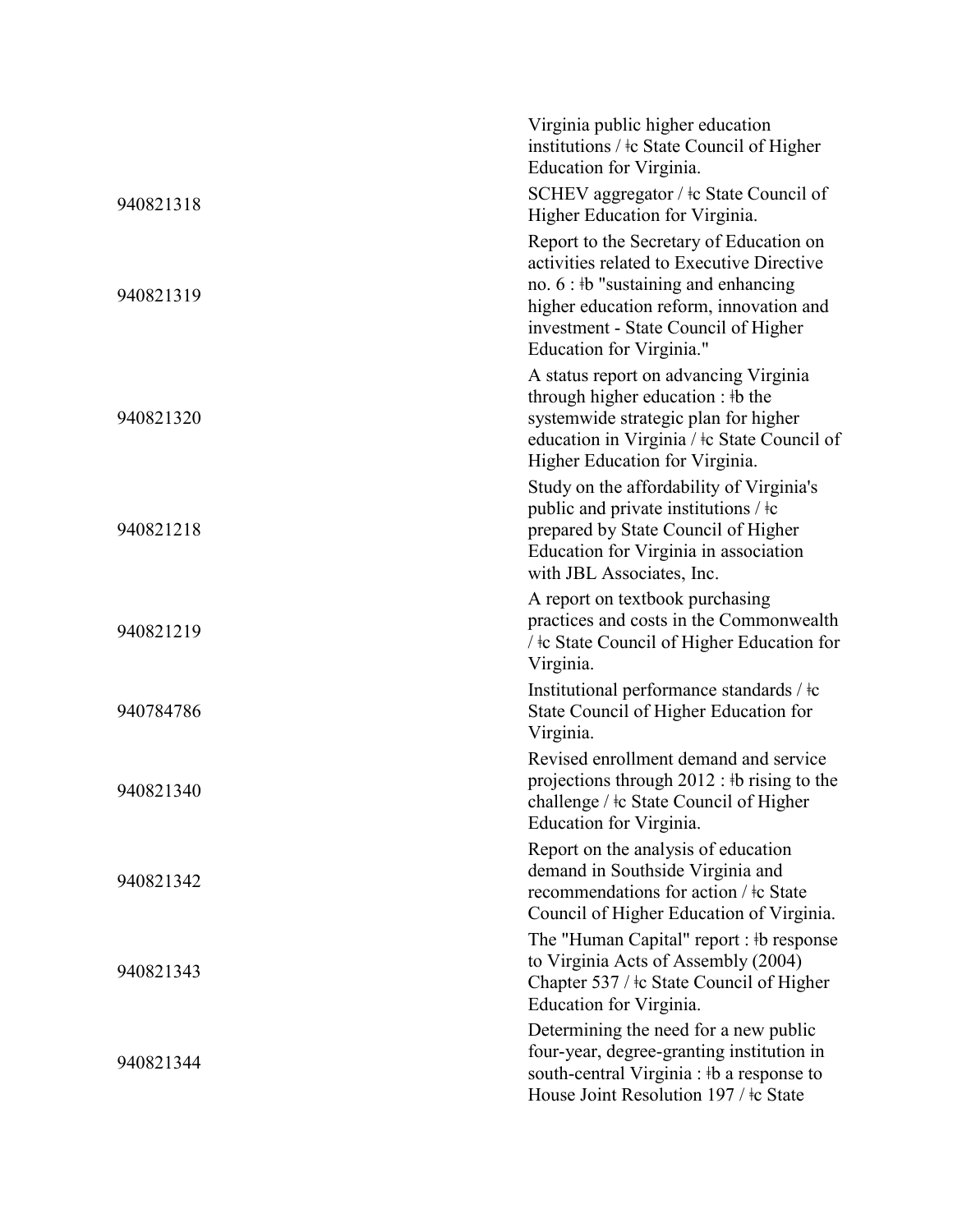| | |
|---|---|
| | Virginia public higher education institutions / ǂc State Council of Higher Education for Virginia. |
| 940821318 | SCHEV aggregator / ǂc State Council of Higher Education for Virginia. |
| 940821319 | Report to the Secretary of Education on activities related to Executive Directive no. 6 : ǂb "sustaining and enhancing higher education reform, innovation and investment - State Council of Higher Education for Virginia." |
| 940821320 | A status report on advancing Virginia through higher education : ǂb the systemwide strategic plan for higher education in Virginia / ǂc State Council of Higher Education for Virginia. |
| 940821218 | Study on the affordability of Virginia's public and private institutions / ǂc prepared by State Council of Higher Education for Virginia in association with JBL Associates, Inc. |
| 940821219 | A report on textbook purchasing practices and costs in the Commonwealth / ǂc State Council of Higher Education for Virginia. |
| 940784786 | Institutional performance standards / ǂc State Council of Higher Education for Virginia. |
| 940821340 | Revised enrollment demand and service projections through 2012 : ǂb rising to the challenge / ǂc State Council of Higher Education for Virginia. |
| 940821342 | Report on the analysis of education demand in Southside Virginia and recommendations for action / ǂc State Council of Higher Education of Virginia. |
| 940821343 | The "Human Capital" report : ǂb response to Virginia Acts of Assembly (2004) Chapter 537 / ǂc State Council of Higher Education for Virginia. |
| 940821344 | Determining the need for a new public four-year, degree-granting institution in south-central Virginia : ǂb a response to House Joint Resolution 197 / ǂc State |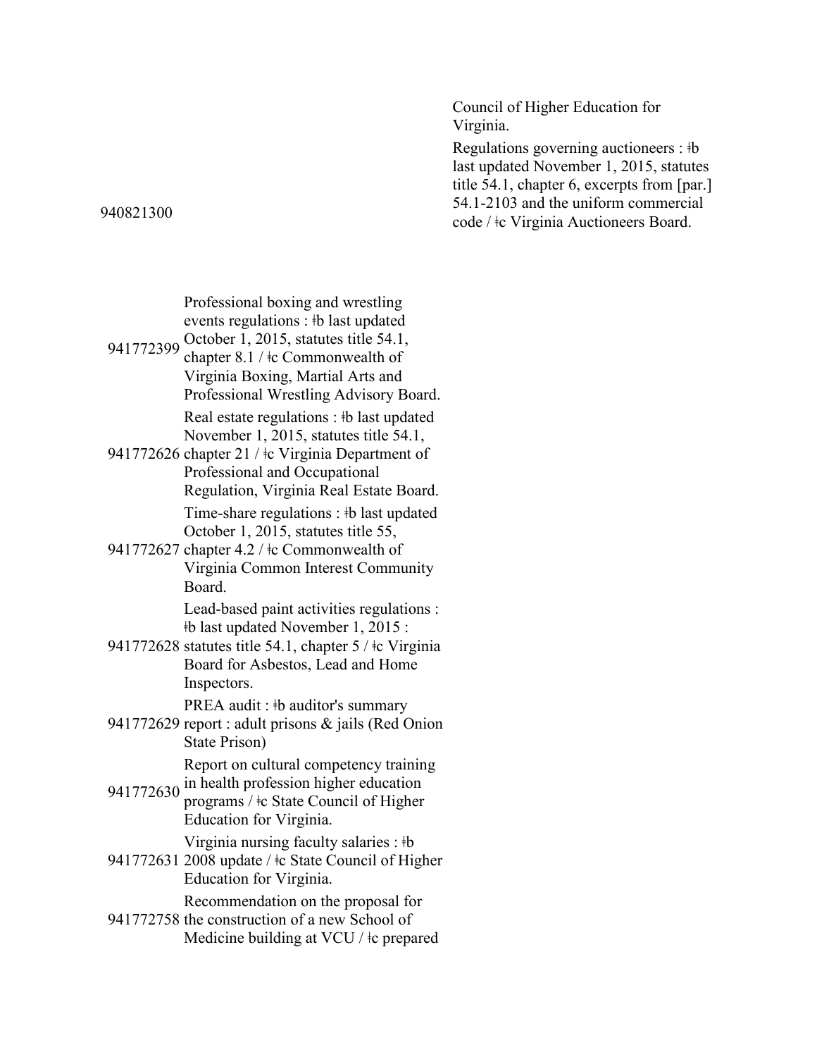| | |
|---|---|
| | Council of Higher Education for Virginia. |
| 940821300 | Regulations governing auctioneers : ǂb last updated November 1, 2015, statutes title 54.1, chapter 6, excerpts from [par.] 54.1-2103 and the uniform commercial code / ǂc Virginia Auctioneers Board. |
| 941772399 | Professional boxing and wrestling events regulations : ǂb last updated October 1, 2015, statutes title 54.1, chapter 8.1 / ǂc Commonwealth of Virginia Boxing, Martial Arts and Professional Wrestling Advisory Board. |
| 941772626 | Real estate regulations : ǂb last updated November 1, 2015, statutes title 54.1, chapter 21 / ǂc Virginia Department of Professional and Occupational Regulation, Virginia Real Estate Board. |
| 941772627 | Time-share regulations : ǂb last updated October 1, 2015, statutes title 55, chapter 4.2 / ǂc Commonwealth of Virginia Common Interest Community Board. |
| 941772628 | Lead-based paint activities regulations : ǂb last updated November 1, 2015 : statutes title 54.1, chapter 5 / ǂc Virginia Board for Asbestos, Lead and Home Inspectors. |
| 941772629 | PREA audit : ǂb auditor's summary report : adult prisons & jails (Red Onion State Prison) |
| 941772630 | Report on cultural competency training in health profession higher education programs / ǂc State Council of Higher Education for Virginia. |
| 941772631 | Virginia nursing faculty salaries : ǂb 2008 update / ǂc State Council of Higher Education for Virginia. |
| 941772758 | Recommendation on the proposal for the construction of a new School of Medicine building at VCU / ǂc prepared |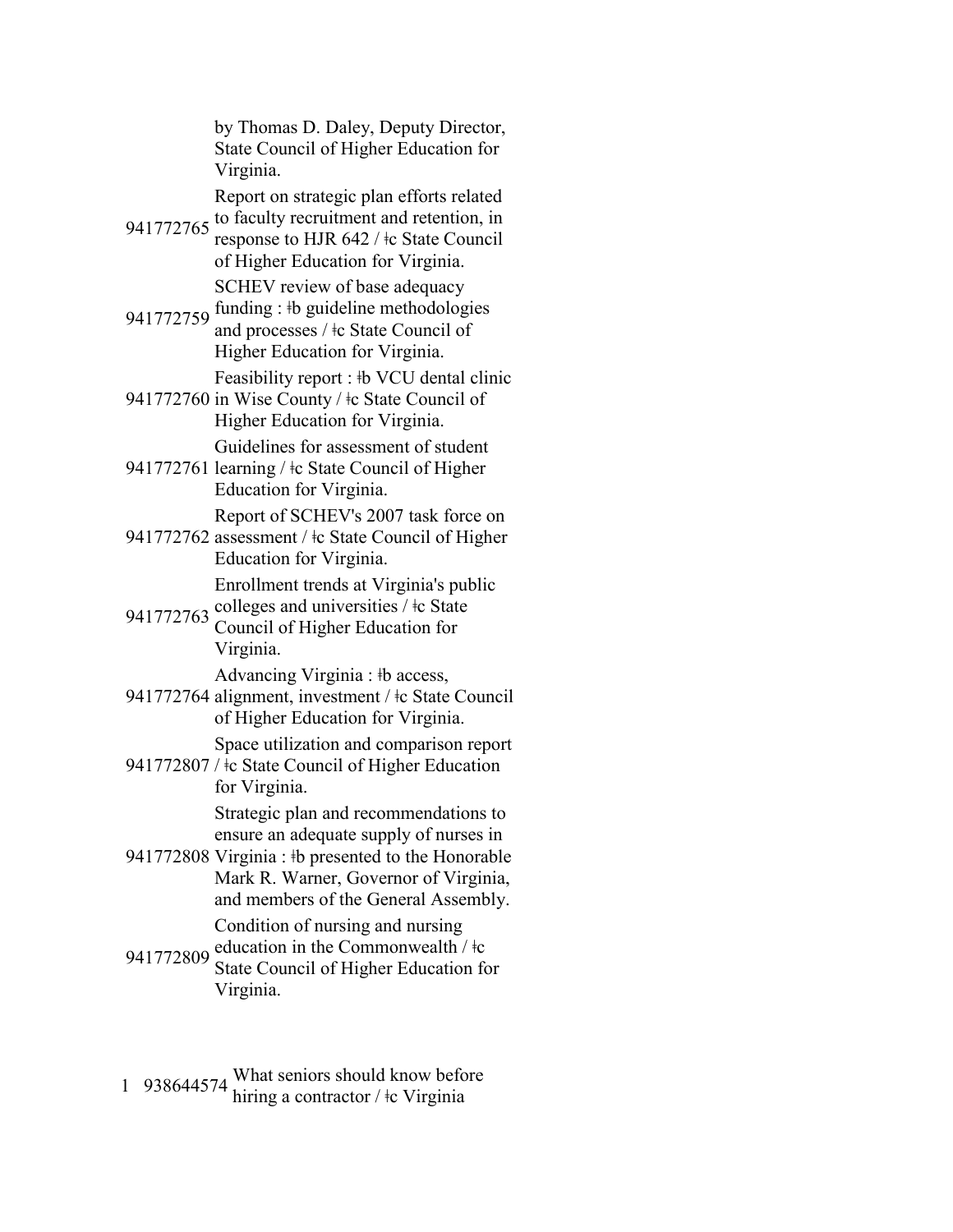| | | |
|---|---|---|
| | | by Thomas D. Daley, Deputy Director, State Council of Higher Education for Virginia. |
| | 941772765 | Report on strategic plan efforts related to faculty recruitment and retention, in response to HJR 642 / ǂc State Council of Higher Education for Virginia. |
| | 941772759 | SCHEV review of base adequacy funding : ǂb guideline methodologies and processes / ǂc State Council of Higher Education for Virginia. |
| | 941772760 | Feasibility report : ǂb VCU dental clinic in Wise County / ǂc State Council of Higher Education for Virginia. |
| | 941772761 | Guidelines for assessment of student learning / ǂc State Council of Higher Education for Virginia. |
| | 941772762 | Report of SCHEV's 2007 task force on assessment / ǂc State Council of Higher Education for Virginia. |
| | 941772763 | Enrollment trends at Virginia's public colleges and universities / ǂc State Council of Higher Education for Virginia. |
| | 941772764 | Advancing Virginia : ǂb access, alignment, investment / ǂc State Council of Higher Education for Virginia. |
| | 941772807 | Space utilization and comparison report / ǂc State Council of Higher Education for Virginia. |
| | 941772808 | Strategic plan and recommendations to ensure an adequate supply of nurses in Virginia : ǂb presented to the Honorable Mark R. Warner, Governor of Virginia, and members of the General Assembly. |
| | 941772809 | Condition of nursing and nursing education in the Commonwealth / ǂc State Council of Higher Education for Virginia. |
| 1 | 938644574 | What seniors should know before hiring a contractor / ǂc Virginia |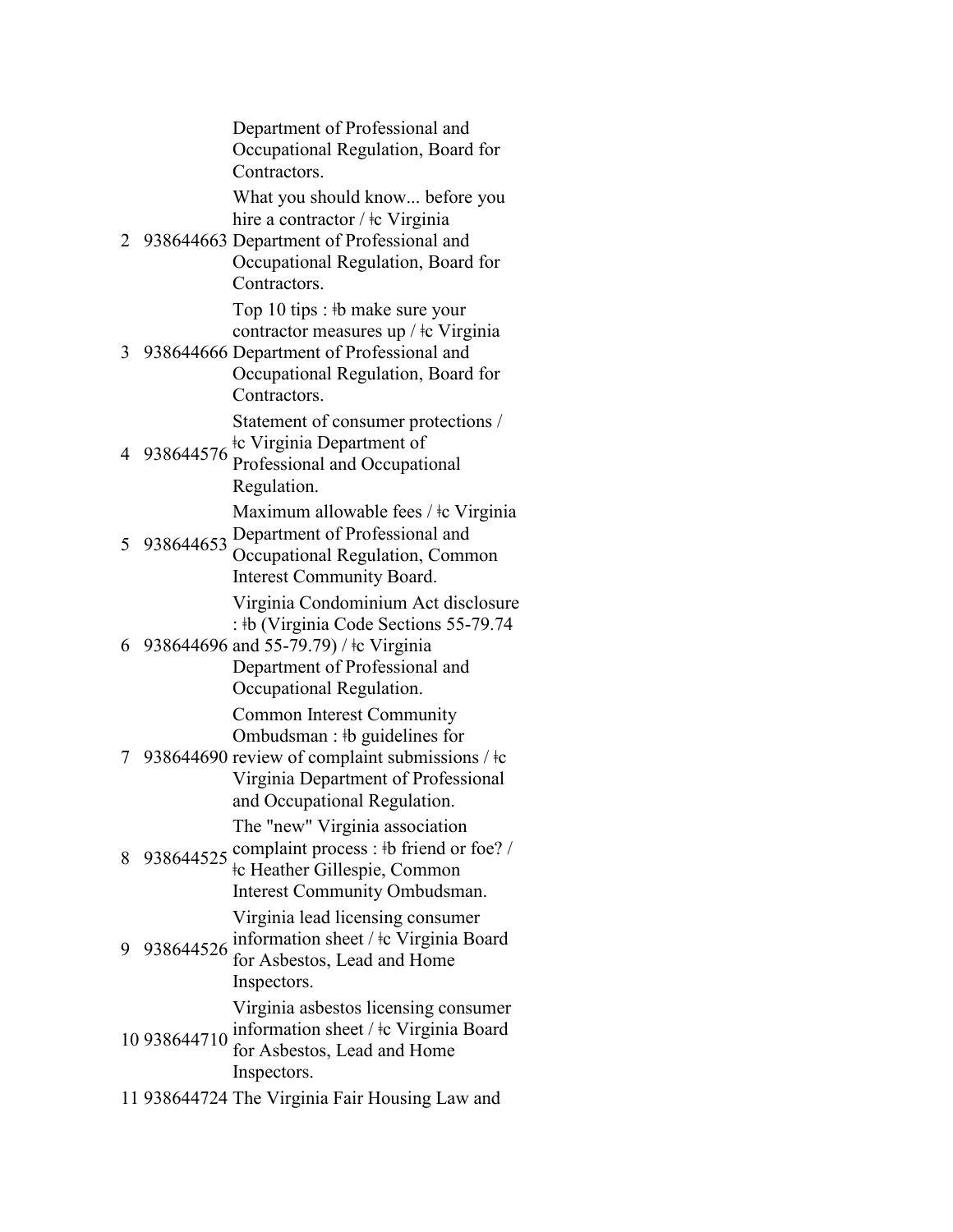| | | |
|---|---|---|
| | | Department of Professional and Occupational Regulation, Board for Contractors. |
| 2 | 938644663 | What you should know... before you hire a contractor / ǂc Virginia Department of Professional and Occupational Regulation, Board for Contractors. |
| 3 | 938644666 | Top 10 tips : ǂb make sure your contractor measures up / ǂc Virginia Department of Professional and Occupational Regulation, Board for Contractors. |
| 4 | 938644576 | Statement of consumer protections / ǂc Virginia Department of Professional and Occupational Regulation. |
| 5 | 938644653 | Maximum allowable fees / ǂc Virginia Department of Professional and Occupational Regulation, Common Interest Community Board. |
| 6 | 938644696 | Virginia Condominium Act disclosure : ǂb (Virginia Code Sections 55-79.74 and 55-79.79) / ǂc Virginia Department of Professional and Occupational Regulation. |
| 7 | 938644690 | Common Interest Community Ombudsman : ǂb guidelines for review of complaint submissions / ǂc Virginia Department of Professional and Occupational Regulation. |
| 8 | 938644525 | The "new" Virginia association complaint process : ǂb friend or foe? / ǂc Heather Gillespie, Common Interest Community Ombudsman. |
| 9 | 938644526 | Virginia lead licensing consumer information sheet / ǂc Virginia Board for Asbestos, Lead and Home Inspectors. |
| 10 | 938644710 | Virginia asbestos licensing consumer information sheet / ǂc Virginia Board for Asbestos, Lead and Home Inspectors. |
| 11 | 938644724 | The Virginia Fair Housing Law and |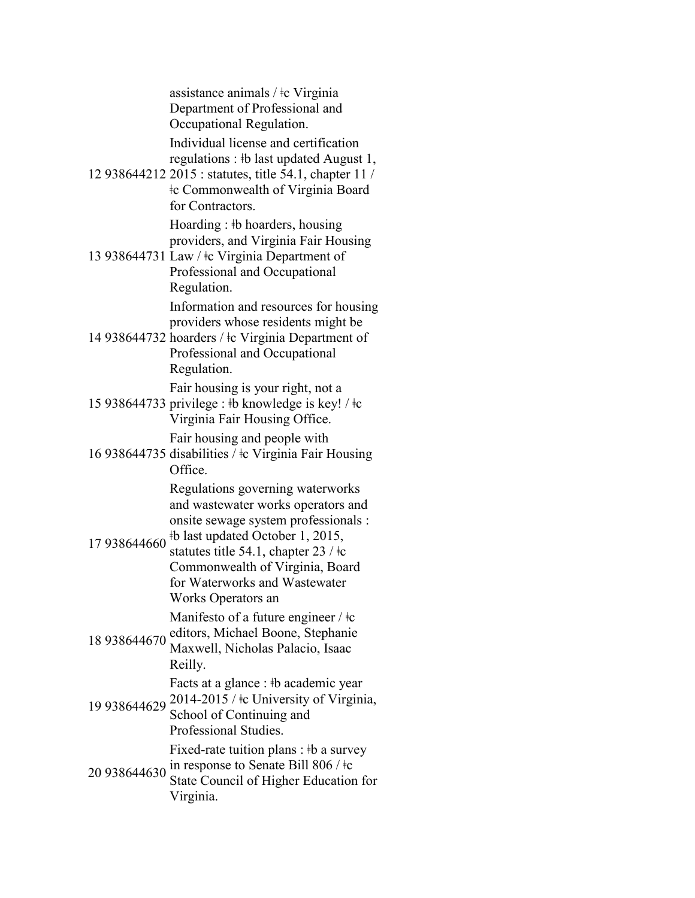| | | |
|---|---|---|
| | | assistance animals / ǂc Virginia Department of Professional and Occupational Regulation. |
| 12 | 938644212 | Individual license and certification regulations : ǂb last updated August 1, 2015 : statutes, title 54.1, chapter 11 / ǂc Commonwealth of Virginia Board for Contractors. |
| 13 | 938644731 | Hoarding : ǂb hoarders, housing providers, and Virginia Fair Housing Law / ǂc Virginia Department of Professional and Occupational Regulation. |
| 14 | 938644732 | Information and resources for housing providers whose residents might be hoarders / ǂc Virginia Department of Professional and Occupational Regulation. |
| 15 | 938644733 | Fair housing is your right, not a privilege : ǂb knowledge is key! / ǂc Virginia Fair Housing Office. |
| 16 | 938644735 | Fair housing and people with disabilities / ǂc Virginia Fair Housing Office. |
| 17 | 938644660 | Regulations governing waterworks and wastewater works operators and onsite sewage system professionals : ǂb last updated October 1, 2015, statutes title 54.1, chapter 23 / ǂc Commonwealth of Virginia, Board for Waterworks and Wastewater Works Operators an |
| 18 | 938644670 | Manifesto of a future engineer / ǂc editors, Michael Boone, Stephanie Maxwell, Nicholas Palacio, Isaac Reilly. |
| 19 | 938644629 | Facts at a glance : ǂb academic year 2014-2015 / ǂc University of Virginia, School of Continuing and Professional Studies. |
| 20 | 938644630 | Fixed-rate tuition plans : ǂb a survey in response to Senate Bill 806 / ǂc State Council of Higher Education for Virginia. |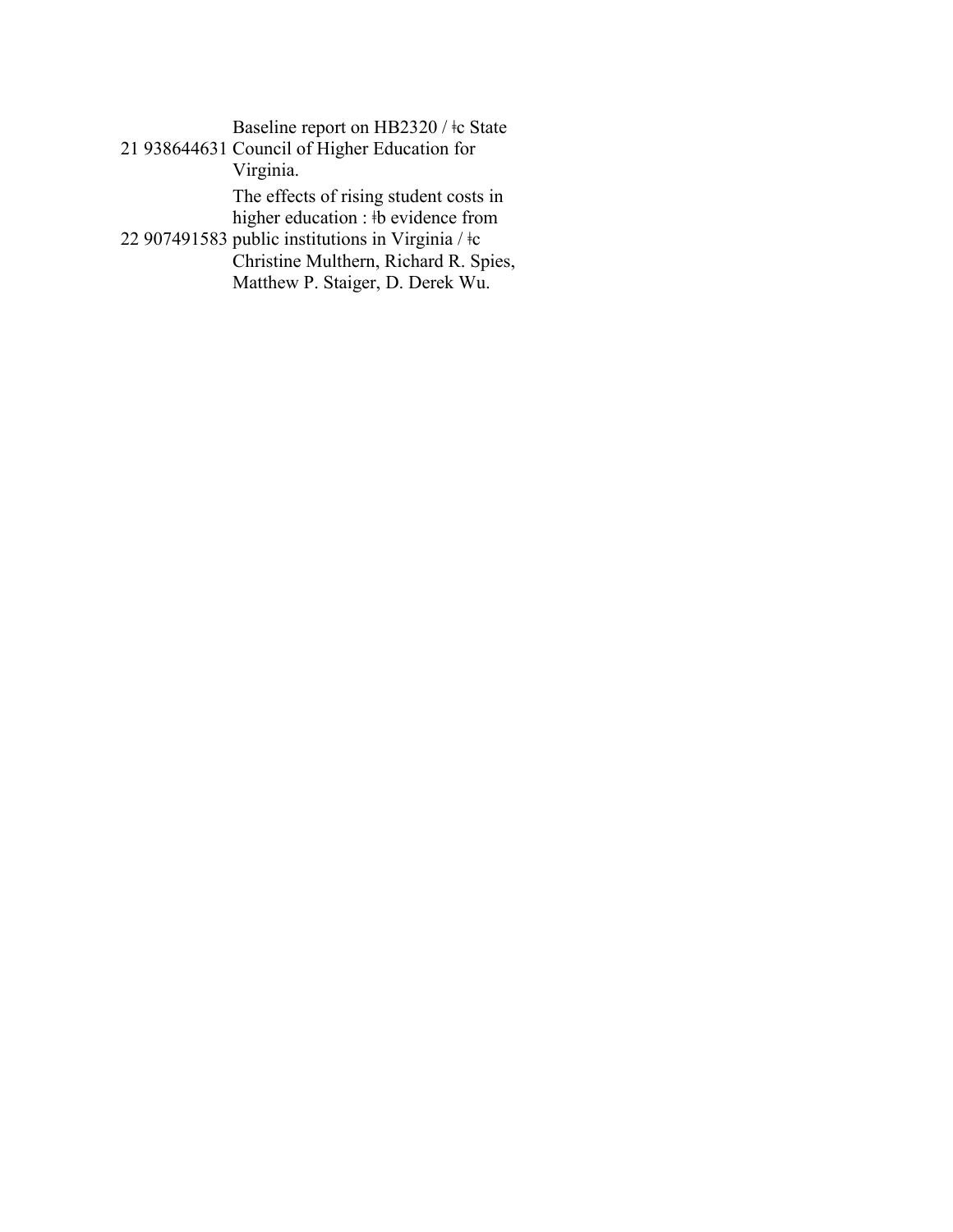| | | |
|---|---|---|
| 21 | 938644631 | Baseline report on HB2320 / ǂc State Council of Higher Education for Virginia. |
| 22 | 907491583 | The effects of rising student costs in higher education : ǂb evidence from public institutions in Virginia / ǂc Christine Multhern, Richard R. Spies, Matthew P. Staiger, D. Derek Wu. |